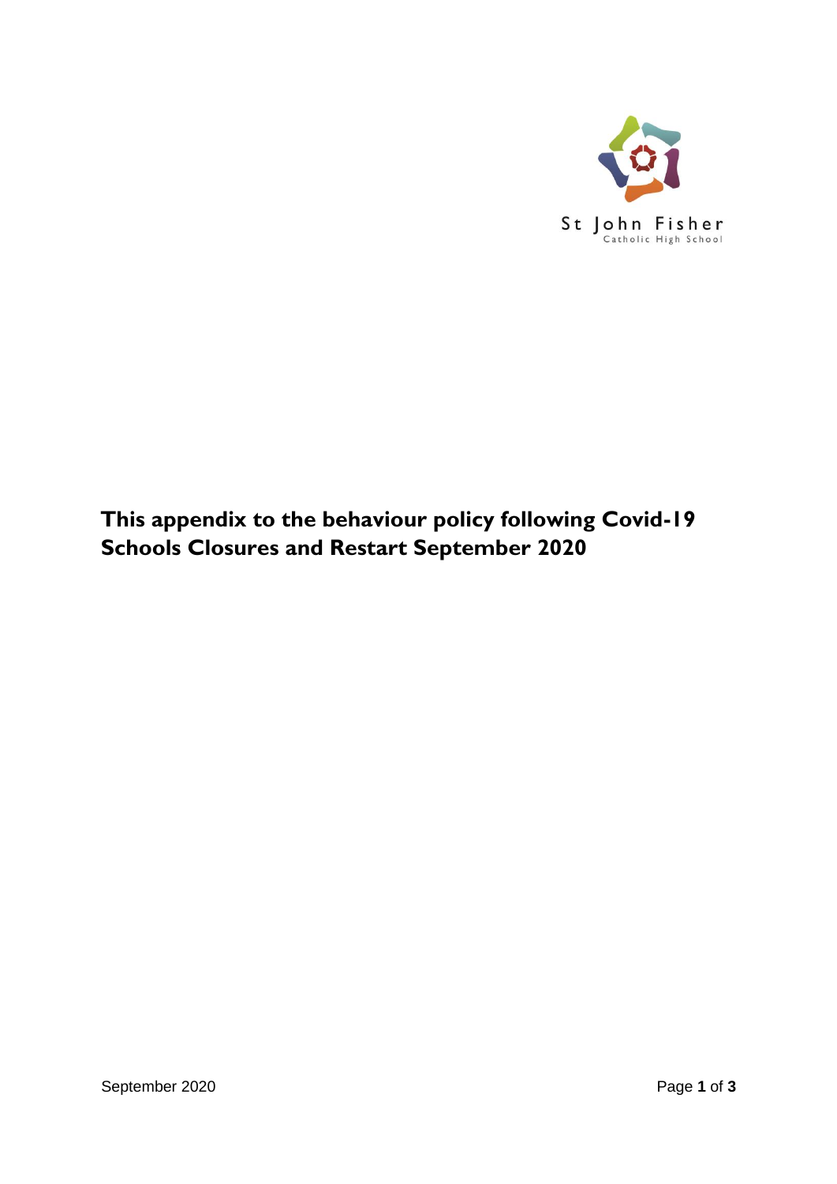St John Fisher
Catholic High School

# This appendix to the behaviour policy following Covid-19 Schools Closures and Restart September 2020

September 2020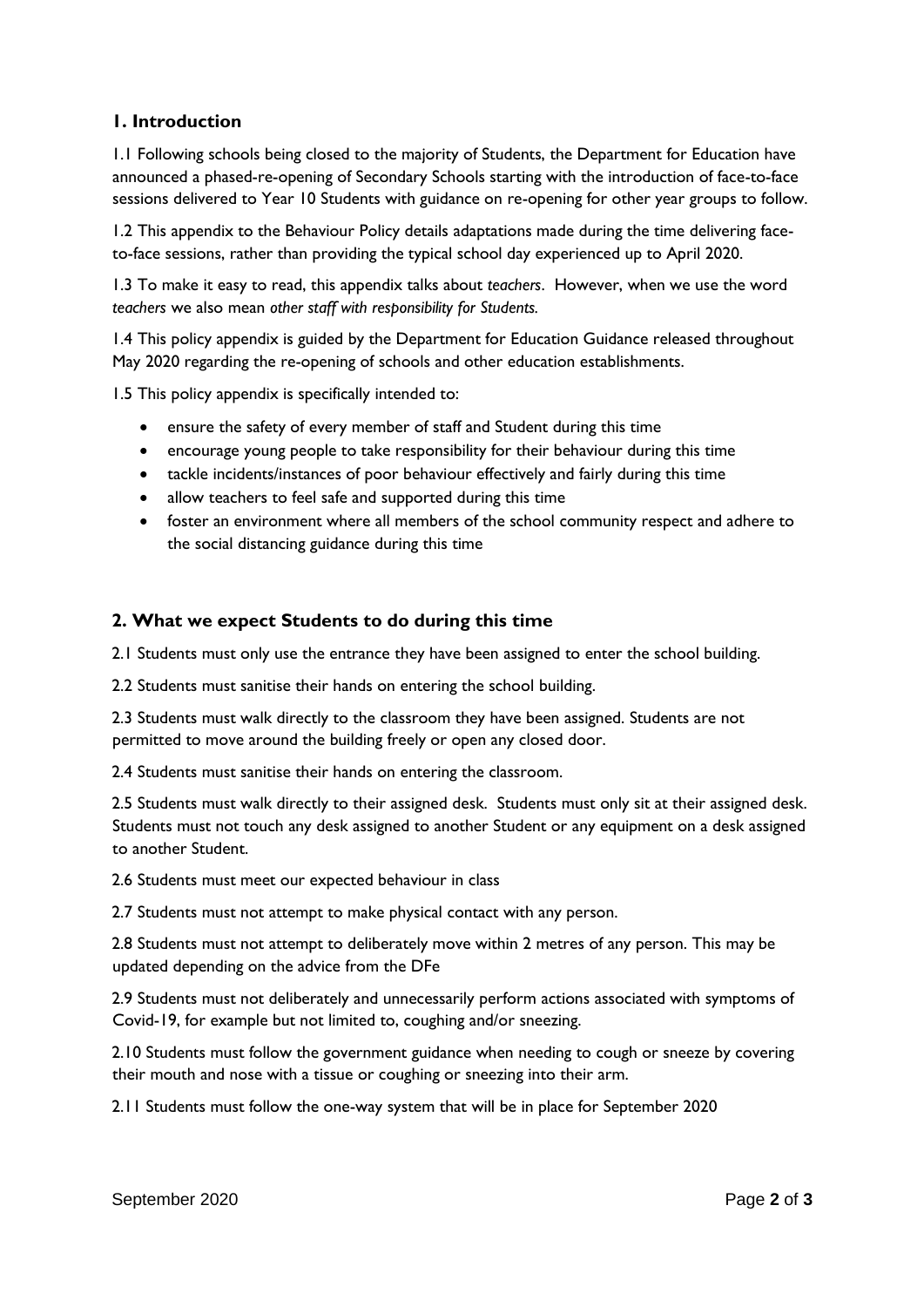## 1. Introduction

1.1 Following schools being closed to the majority of Students, the Department for Education have announced a phased-re-opening of Secondary Schools starting with the introduction of face-to-face sessions delivered to Year 10 Students with guidance on re-opening for other year groups to follow.

1.2 This appendix to the Behaviour Policy details adaptations made during the time delivering face-to-face sessions, rather than providing the typical school day experienced up to April 2020.

1.3 To make it easy to read, this appendix talks about *teachers*. However, when we use the word *teachers* we also mean *other staff with responsibility for Students.*

1.4 This policy appendix is guided by the Department for Education Guidance released throughout May 2020 regarding the re-opening of schools and other education establishments.

1.5 This policy appendix is specifically intended to:

- ensure the safety of every member of staff and Student during this time
- encourage young people to take responsibility for their behaviour during this time
- tackle incidents/instances of poor behaviour effectively and fairly during this time
- allow teachers to feel safe and supported during this time
- foster an environment where all members of the school community respect and adhere to the social distancing guidance during this time

## 2. What we expect Students to do during this time

2.1 Students must only use the entrance they have been assigned to enter the school building.

2.2 Students must sanitise their hands on entering the school building.

2.3 Students must walk directly to the classroom they have been assigned. Students are not permitted to move around the building freely or open any closed door.

2.4 Students must sanitise their hands on entering the classroom.

2.5 Students must walk directly to their assigned desk. Students must only sit at their assigned desk. Students must not touch any desk assigned to another Student or any equipment on a desk assigned to another Student.

2.6 Students must meet our expected behaviour in class

2.7 Students must not attempt to make physical contact with any person.

2.8 Students must not attempt to deliberately move within 2 metres of any person. This may be updated depending on the advice from the DFe

2.9 Students must not deliberately and unnecessarily perform actions associated with symptoms of Covid-19, for example but not limited to, coughing and/or sneezing.

2.10 Students must follow the government guidance when needing to cough or sneeze by covering their mouth and nose with a tissue or coughing or sneezing into their arm.

2.11 Students must follow the one-way system that will be in place for September 2020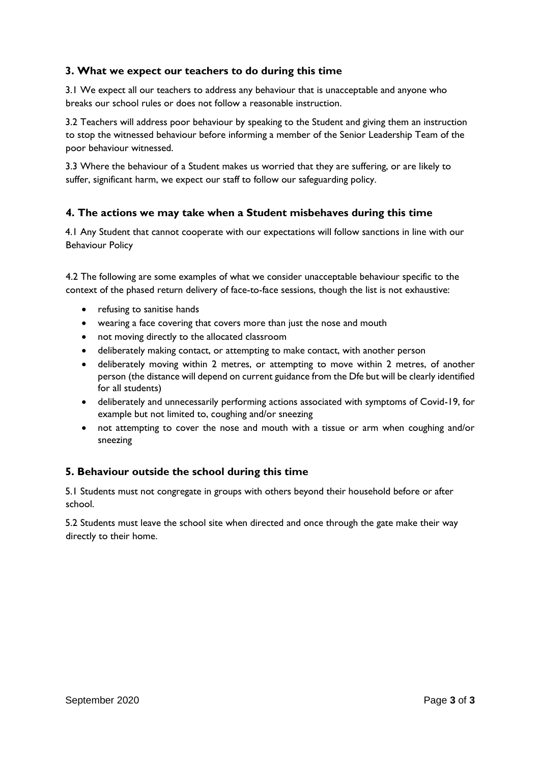## 3. What we expect our teachers to do during this time

3.1 We expect all our teachers to address any behaviour that is unacceptable and anyone who breaks our school rules or does not follow a reasonable instruction.

3.2 Teachers will address poor behaviour by speaking to the Student and giving them an instruction to stop the witnessed behaviour before informing a member of the Senior Leadership Team of the poor behaviour witnessed.

3.3 Where the behaviour of a Student makes us worried that they are suffering, or are likely to suffer, significant harm, we expect our staff to follow our safeguarding policy.

## 4. The actions we may take when a Student misbehaves during this time

4.1 Any Student that cannot cooperate with our expectations will follow sanctions in line with our Behaviour Policy

4.2 The following are some examples of what we consider unacceptable behaviour specific to the context of the phased return delivery of face-to-face sessions, though the list is not exhaustive:

- refusing to sanitise hands
- wearing a face covering that covers more than just the nose and mouth
- not moving directly to the allocated classroom
- deliberately making contact, or attempting to make contact, with another person
- deliberately moving within 2 metres, or attempting to move within 2 metres, of another person (the distance will depend on current guidance from the Dfe but will be clearly identified for all students)
- deliberately and unnecessarily performing actions associated with symptoms of Covid-19, for example but not limited to, coughing and/or sneezing
- not attempting to cover the nose and mouth with a tissue or arm when coughing and/or sneezing

## 5. Behaviour outside the school during this time

5.1 Students must not congregate in groups with others beyond their household before or after school.

5.2 Students must leave the school site when directed and once through the gate make their way directly to their home.

September 2020